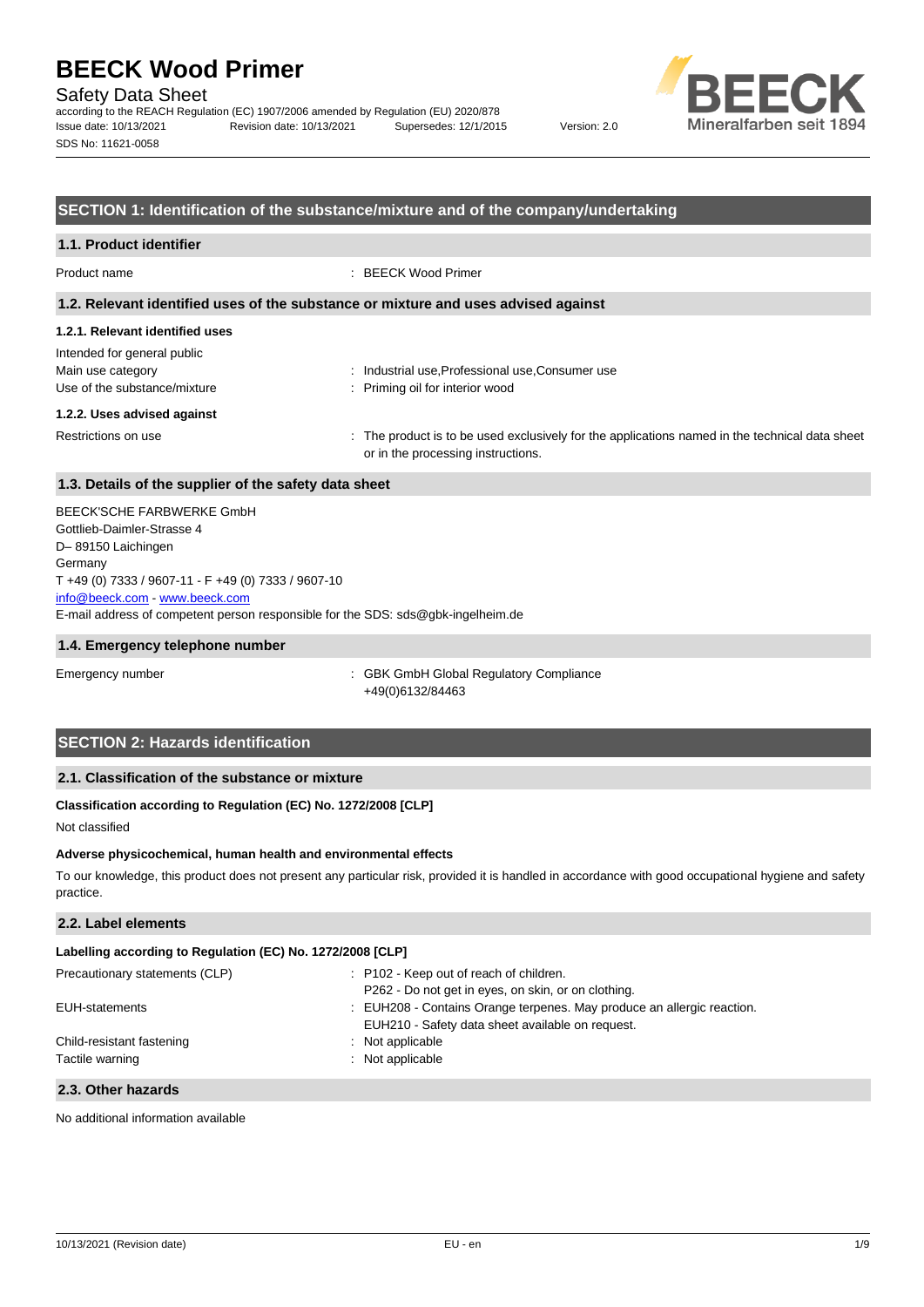# BEECK Wood Primer

Safety Data Sheet

according to the REACH Regulation (EC) 1907/2006 amended by Regulation (EU) 2020/878

Issue date: 10/13/2021 Revision date: 10/13/2021 Supersedes: 12/1/2015 Version: 2.0

SDS No: 11621-0058

## SECTION 1: Identification of the substance/mixture and of the company/undertaking

### 1.1. Product identifier

Product name : BEECK Wood Primer

### 1.2. Relevant identified uses of the substance or mixture and uses advised against

#### 1.2.1. Relevant identified uses

Intended for general public

Main use category : Industrial use,Professional use,Consumer use

Use of the substance/mixture : Priming oil for interior wood

#### 1.2.2. Uses advised against

Restrictions on use : The product is to be used exclusively for the applications named in the technical data sheet or in the processing instructions.

### 1.3. Details of the supplier of the safety data sheet

BEECK'SCHE FARBWERKE GmbH
Gottlieb-Daimler-Strasse 4
D– 89150 Laichingen
Germany
T +49 (0) 7333 / 9607-11 - F +49 (0) 7333 / 9607-10
info@beeck.com - www.beeck.com
E-mail address of competent person responsible for the SDS: sds@gbk-ingelheim.de

### 1.4. Emergency telephone number

Emergency number : GBK GmbH Global Regulatory Compliance
+49(0)6132/84463

## SECTION 2: Hazards identification

### 2.1. Classification of the substance or mixture

**Classification according to Regulation (EC) No. 1272/2008 [CLP]**

Not classified

**Adverse physicochemical, human health and environmental effects**

To our knowledge, this product does not present any particular risk, provided it is handled in accordance with good occupational hygiene and safety practice.

### 2.2. Label elements

**Labelling according to Regulation (EC) No. 1272/2008 [CLP]**

Precautionary statements (CLP) : P102 - Keep out of reach of children.
P262 - Do not get in eyes, on skin, or on clothing.

EUH-statements : EUH208 - Contains Orange terpenes. May produce an allergic reaction.
EUH210 - Safety data sheet available on request.

Child-resistant fastening : Not applicable

Tactile warning : Not applicable

### 2.3. Other hazards

No additional information available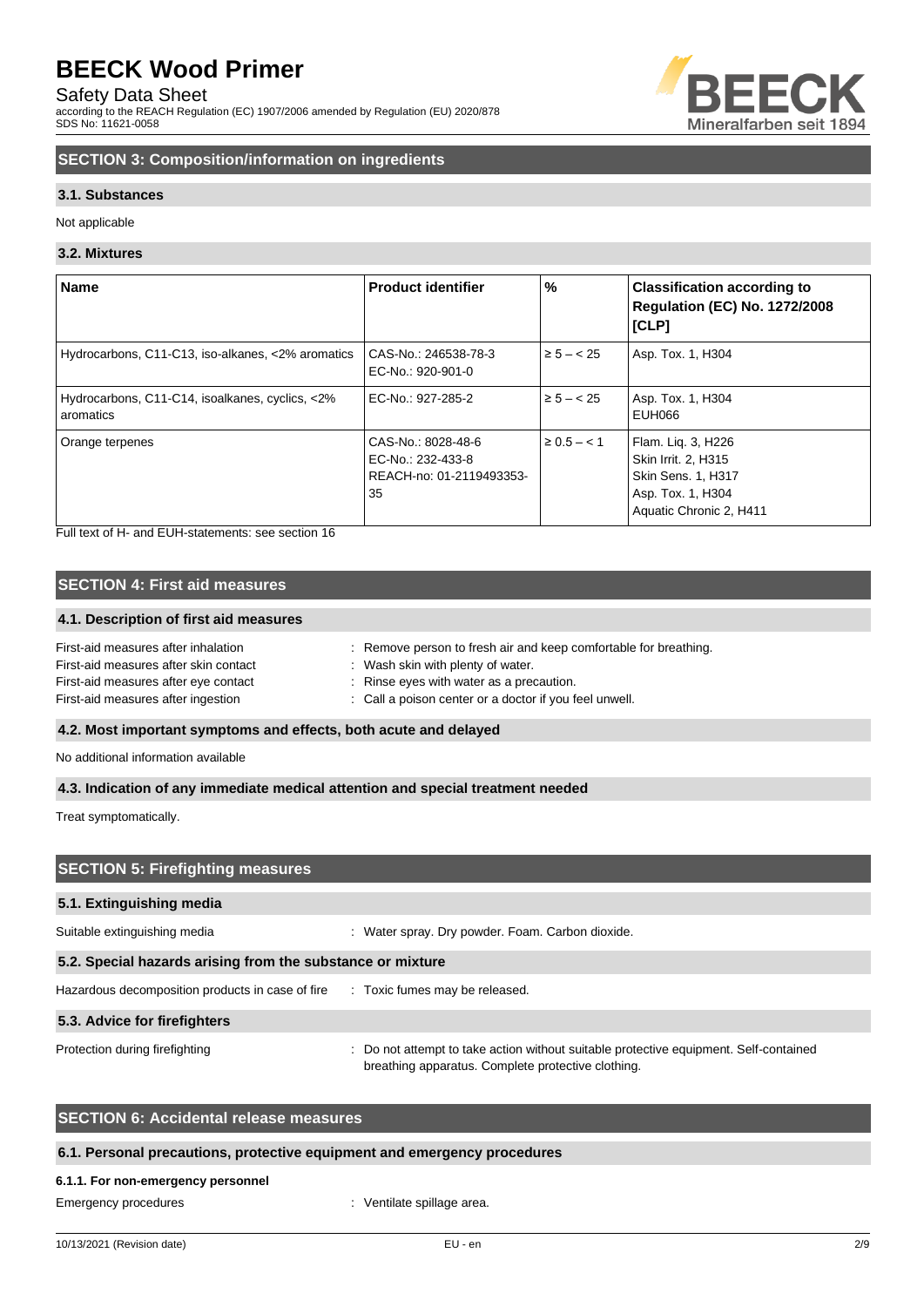## SECTION 3: Composition/information on ingredients

### 3.1. Substances

Not applicable

### 3.2. Mixtures

| Name | Product identifier | % | Classification according to Regulation (EC) No. 1272/2008 [CLP] |
|---|---|---|---|
| Hydrocarbons, C11-C13, iso-alkanes, <2% aromatics | CAS-No.: 246538-78-3<br>EC-No.: 920-901-0 | ≥ 5 – < 25 | Asp. Tox. 1, H304 |
| Hydrocarbons, C11-C14, isoalkanes, cyclics, <2% aromatics | EC-No.: 927-285-2 | ≥ 5 – < 25 | Asp. Tox. 1, H304<br>EUH066 |
| Orange terpenes | CAS-No.: 8028-48-6<br>EC-No.: 232-433-8<br>REACH-no: 01-2119493353-35 | ≥ 0.5 – < 1 | Flam. Liq. 3, H226<br>Skin Irrit. 2, H315<br>Skin Sens. 1, H317<br>Asp. Tox. 1, H304<br>Aquatic Chronic 2, H411 |

Full text of H- and EUH-statements: see section 16

## SECTION 4: First aid measures

### 4.1. Description of first aid measures

First-aid measures after inhalation : Remove person to fresh air and keep comfortable for breathing.
First-aid measures after skin contact : Wash skin with plenty of water.
First-aid measures after eye contact : Rinse eyes with water as a precaution.
First-aid measures after ingestion : Call a poison center or a doctor if you feel unwell.

### 4.2. Most important symptoms and effects, both acute and delayed

No additional information available

### 4.3. Indication of any immediate medical attention and special treatment needed

Treat symptomatically.

## SECTION 5: Firefighting measures

### 5.1. Extinguishing media

Suitable extinguishing media : Water spray. Dry powder. Foam. Carbon dioxide.

### 5.2. Special hazards arising from the substance or mixture

Hazardous decomposition products in case of fire : Toxic fumes may be released.

### 5.3. Advice for firefighters

Protection during firefighting : Do not attempt to take action without suitable protective equipment. Self-contained breathing apparatus. Complete protective clothing.

## SECTION 6: Accidental release measures

### 6.1. Personal precautions, protective equipment and emergency procedures

#### 6.1.1. For non-emergency personnel

Emergency procedures : Ventilate spillage area.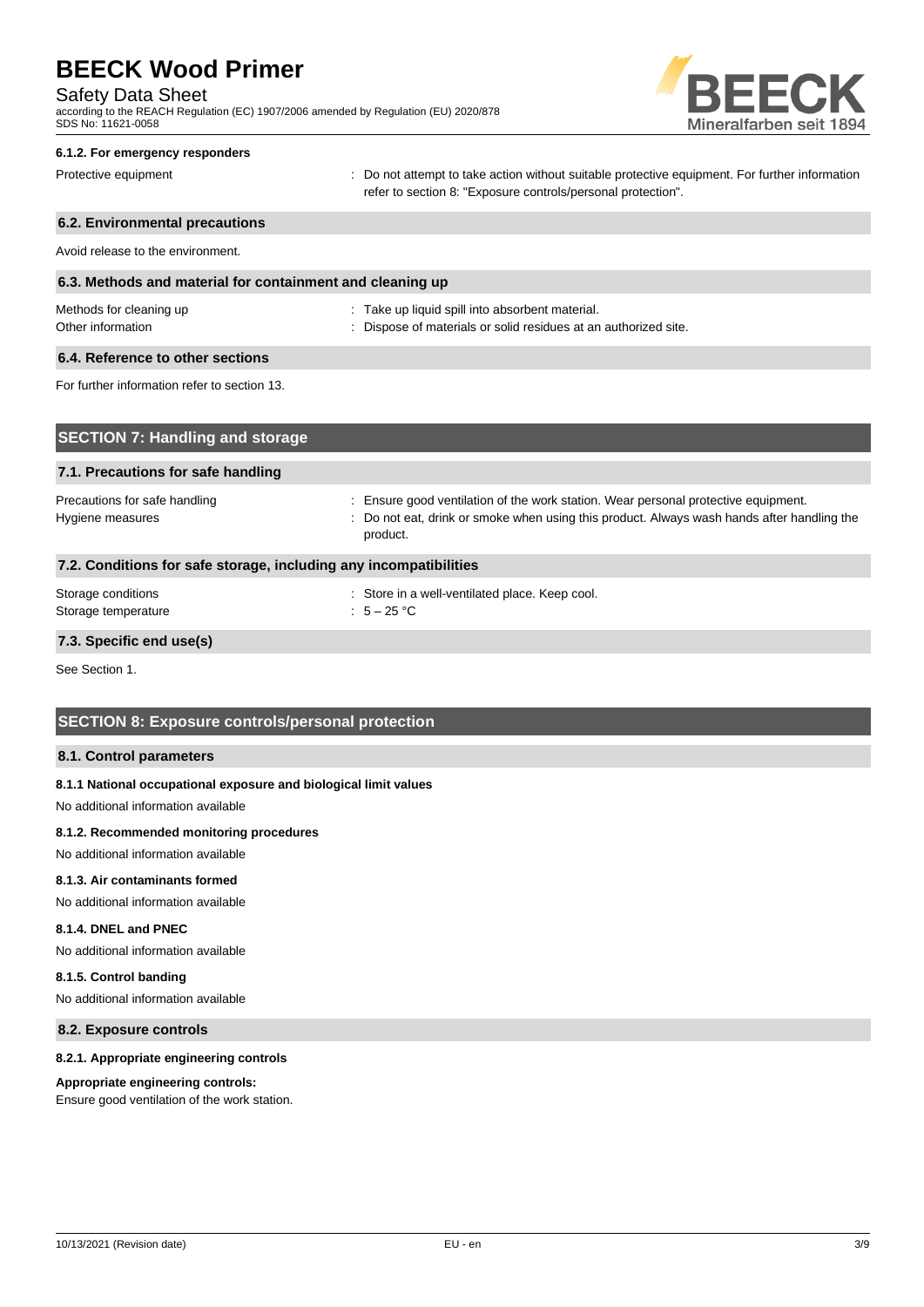#### 6.1.2. For emergency responders

| | |
|---|---|
| Protective equipment | : Do not attempt to take action without suitable protective equipment. For further information refer to section 8: "Exposure controls/personal protection". |

### 6.2. Environmental precautions

Avoid release to the environment.

### 6.3. Methods and material for containment and cleaning up

| | |
|---|---|
| Methods for cleaning up | : Take up liquid spill into absorbent material. |
| Other information | : Dispose of materials or solid residues at an authorized site. |

### 6.4. Reference to other sections

For further information refer to section 13.

## SECTION 7: Handling and storage

### 7.1. Precautions for safe handling

| | |
|---|---|
| Precautions for safe handling | : Ensure good ventilation of the work station. Wear personal protective equipment. |
| Hygiene measures | : Do not eat, drink or smoke when using this product. Always wash hands after handling the product. |

### 7.2. Conditions for safe storage, including any incompatibilities

| | |
|---|---|
| Storage conditions | : Store in a well-ventilated place. Keep cool. |
| Storage temperature | : 5 – 25 °C |

### 7.3. Specific end use(s)

See Section 1.

## SECTION 8: Exposure controls/personal protection

### 8.1. Control parameters

#### 8.1.1 National occupational exposure and biological limit values

No additional information available

#### 8.1.2. Recommended monitoring procedures

No additional information available

#### 8.1.3. Air contaminants formed

No additional information available

#### 8.1.4. DNEL and PNEC

No additional information available

#### 8.1.5. Control banding

No additional information available

### 8.2. Exposure controls

#### 8.2.1. Appropriate engineering controls

**Appropriate engineering controls:**

Ensure good ventilation of the work station.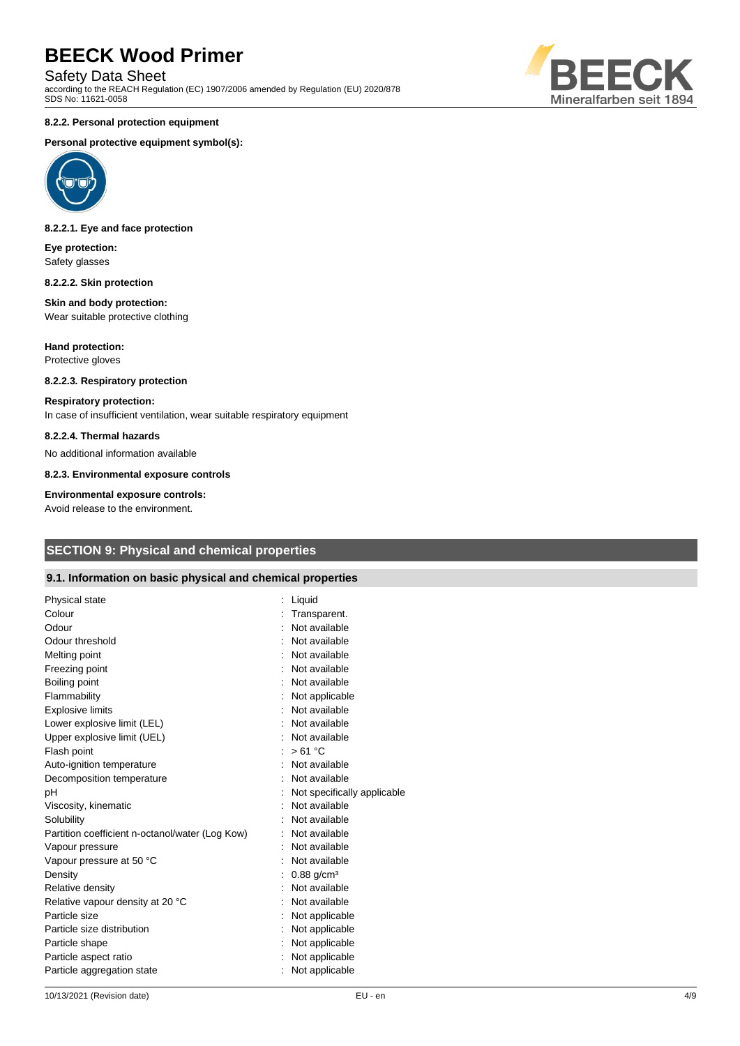#### 8.2.2. Personal protection equipment

**Personal protective equipment symbol(s):**

##### 8.2.2.1. Eye and face protection

**Eye protection:**
Safety glasses

##### 8.2.2.2. Skin protection

**Skin and body protection:**
Wear suitable protective clothing

**Hand protection:**
Protective gloves

##### 8.2.2.3. Respiratory protection

**Respiratory protection:**
In case of insufficient ventilation, wear suitable respiratory equipment

##### 8.2.2.4. Thermal hazards

No additional information available

#### 8.2.3. Environmental exposure controls

**Environmental exposure controls:**
Avoid release to the environment.

## SECTION 9: Physical and chemical properties

### 9.1. Information on basic physical and chemical properties

| Property | Value |
|---|---|
| Physical state | Liquid |
| Colour | Transparent. |
| Odour | Not available |
| Odour threshold | Not available |
| Melting point | Not available |
| Freezing point | Not available |
| Boiling point | Not available |
| Flammability | Not applicable |
| Explosive limits | Not available |
| Lower explosive limit (LEL) | Not available |
| Upper explosive limit (UEL) | Not available |
| Flash point | > 61 °C |
| Auto-ignition temperature | Not available |
| Decomposition temperature | Not available |
| pH | Not specifically applicable |
| Viscosity, kinematic | Not available |
| Solubility | Not available |
| Partition coefficient n-octanol/water (Log Kow) | Not available |
| Vapour pressure | Not available |
| Vapour pressure at 50 °C | Not available |
| Density | 0.88 g/cm³ |
| Relative density | Not available |
| Relative vapour density at 20 °C | Not available |
| Particle size | Not applicable |
| Particle size distribution | Not applicable |
| Particle shape | Not applicable |
| Particle aspect ratio | Not applicable |
| Particle aggregation state | Not applicable |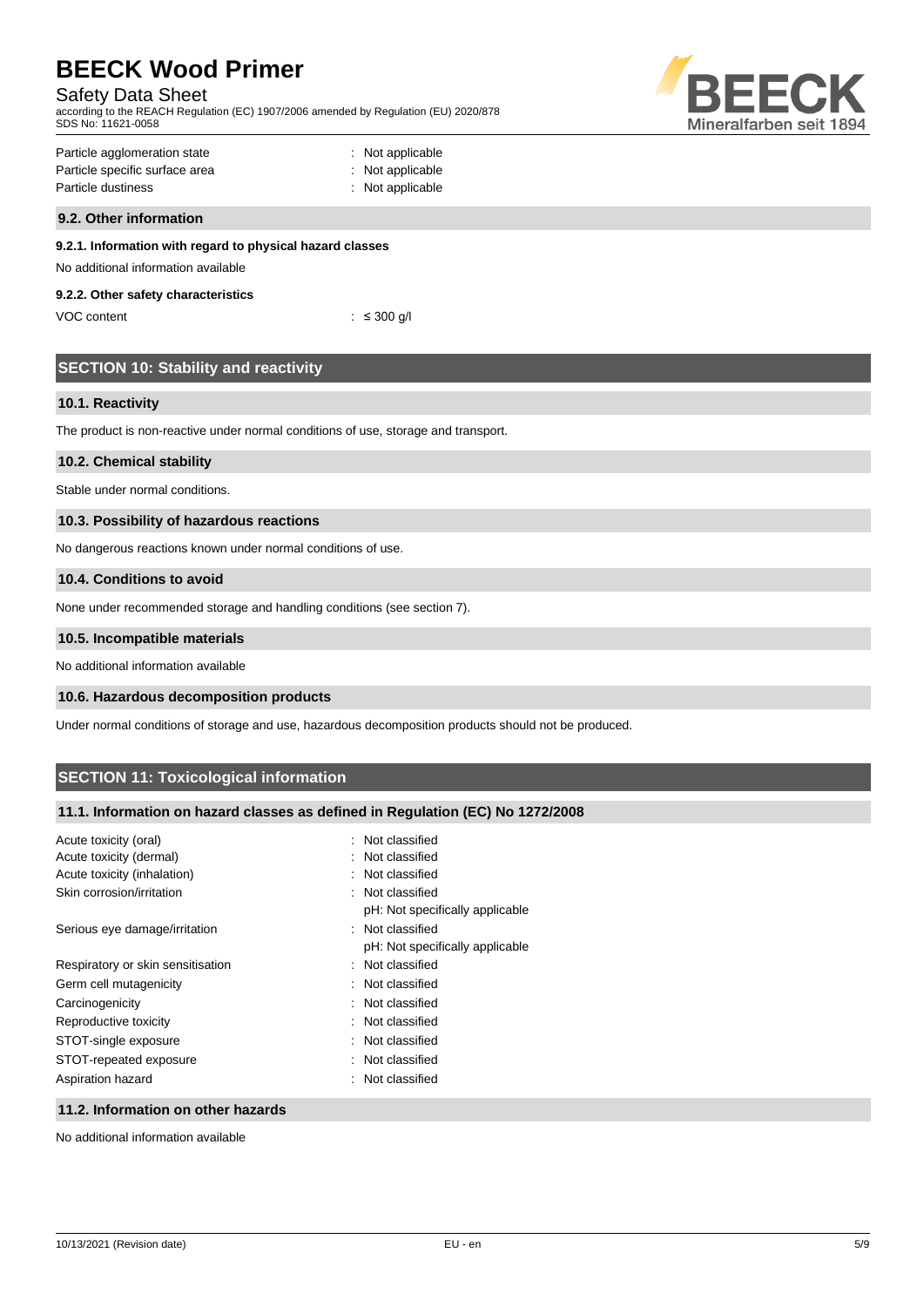Particle agglomeration state : Not applicable
Particle specific surface area : Not applicable
Particle dustiness : Not applicable

### 9.2. Other information

#### 9.2.1. Information with regard to physical hazard classes

No additional information available

#### 9.2.2. Other safety characteristics

VOC content : ≤ 300 g/l

## SECTION 10: Stability and reactivity

### 10.1. Reactivity

The product is non-reactive under normal conditions of use, storage and transport.

### 10.2. Chemical stability

Stable under normal conditions.

### 10.3. Possibility of hazardous reactions

No dangerous reactions known under normal conditions of use.

### 10.4. Conditions to avoid

None under recommended storage and handling conditions (see section 7).

### 10.5. Incompatible materials

No additional information available

### 10.6. Hazardous decomposition products

Under normal conditions of storage and use, hazardous decomposition products should not be produced.

## SECTION 11: Toxicological information

### 11.1. Information on hazard classes as defined in Regulation (EC) No 1272/2008

Acute toxicity (oral) : Not classified
Acute toxicity (dermal) : Not classified
Acute toxicity (inhalation) : Not classified
Skin corrosion/irritation : Not classified
pH: Not specifically applicable
Serious eye damage/irritation : Not classified
pH: Not specifically applicable
Respiratory or skin sensitisation : Not classified
Germ cell mutagenicity : Not classified
Carcinogenicity : Not classified
Reproductive toxicity : Not classified
STOT-single exposure : Not classified
STOT-repeated exposure : Not classified
Aspiration hazard : Not classified

### 11.2. Information on other hazards

No additional information available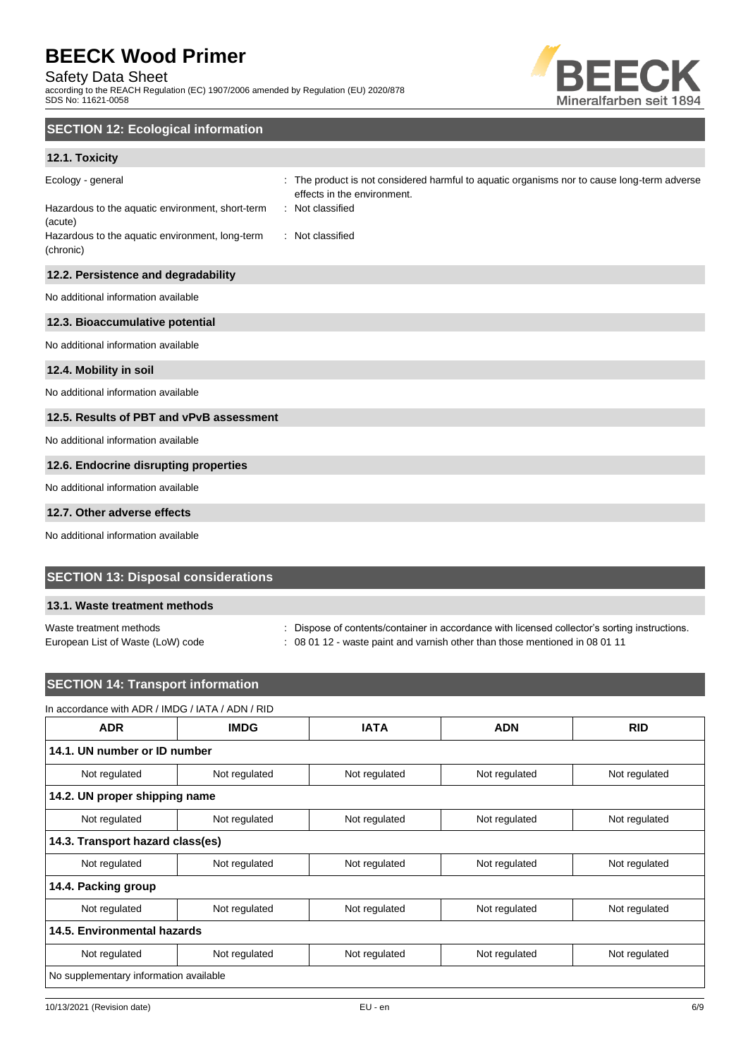## SECTION 12: Ecological information

### 12.1. Toxicity

Ecology - general : The product is not considered harmful to aquatic organisms nor to cause long-term adverse effects in the environment.

Hazardous to the aquatic environment, short-term (acute) : Not classified

Hazardous to the aquatic environment, long-term (chronic) : Not classified

### 12.2. Persistence and degradability

No additional information available

### 12.3. Bioaccumulative potential

No additional information available

### 12.4. Mobility in soil

No additional information available

### 12.5. Results of PBT and vPvB assessment

No additional information available

### 12.6. Endocrine disrupting properties

No additional information available

### 12.7. Other adverse effects

No additional information available

## SECTION 13: Disposal considerations

### 13.1. Waste treatment methods

Waste treatment methods : Dispose of contents/container in accordance with licensed collector's sorting instructions.

European List of Waste (LoW) code : 08 01 12 - waste paint and varnish other than those mentioned in 08 01 11

## SECTION 14: Transport information

In accordance with ADR / IMDG / IATA / ADN / RID

| ADR | IMDG | IATA | ADN | RID |
|---|---|---|---|---|
| **14.1. UN number or ID number** | | | | |
| Not regulated | Not regulated | Not regulated | Not regulated | Not regulated |
| **14.2. UN proper shipping name** | | | | |
| Not regulated | Not regulated | Not regulated | Not regulated | Not regulated |
| **14.3. Transport hazard class(es)** | | | | |
| Not regulated | Not regulated | Not regulated | Not regulated | Not regulated |
| **14.4. Packing group** | | | | |
| Not regulated | Not regulated | Not regulated | Not regulated | Not regulated |
| **14.5. Environmental hazards** | | | | |
| Not regulated | Not regulated | Not regulated | Not regulated | Not regulated |
| No supplementary information available | | | | |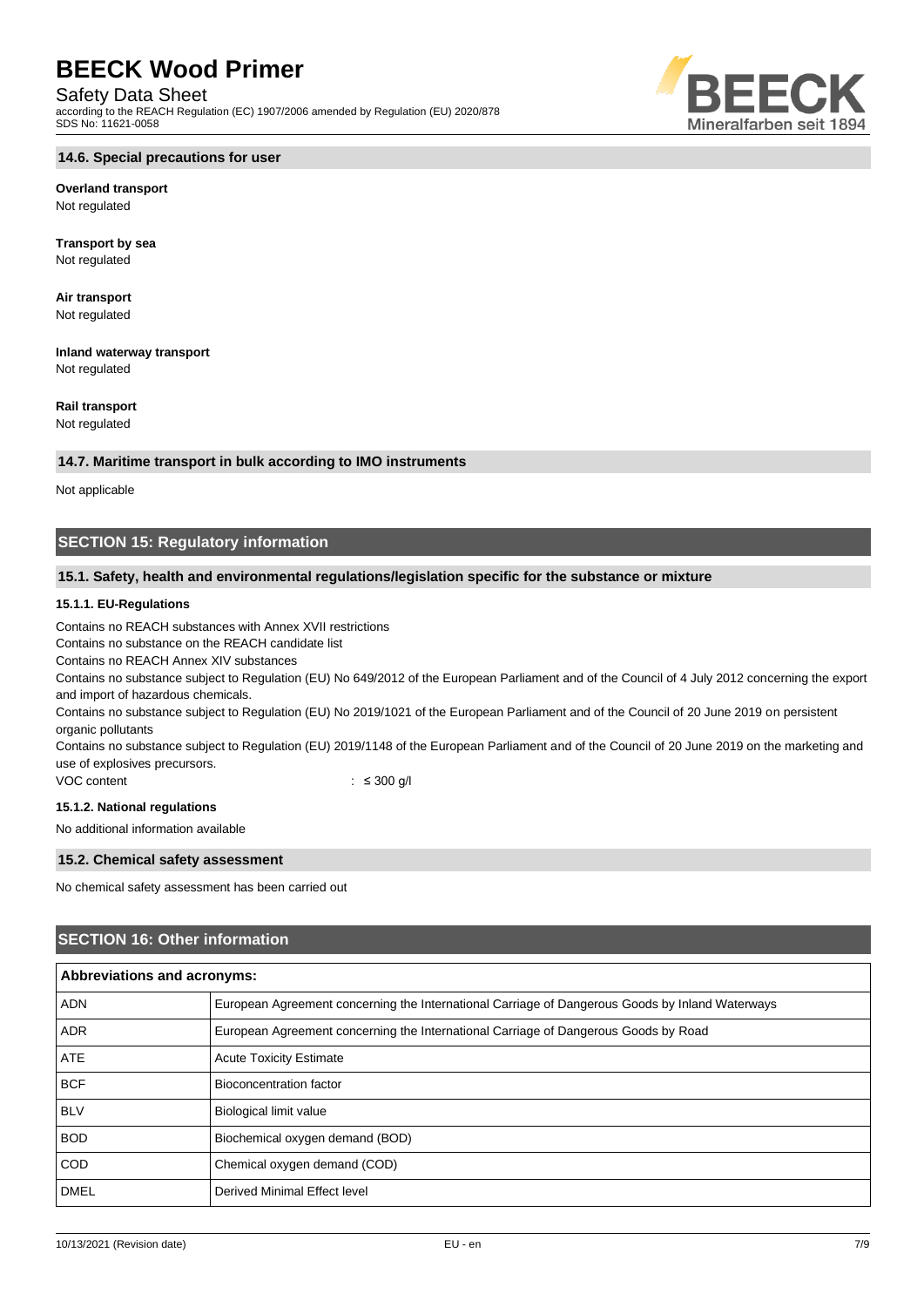### 14.6. Special precautions for user

**Overland transport**
Not regulated

**Transport by sea**
Not regulated

**Air transport**
Not regulated

**Inland waterway transport**
Not regulated

**Rail transport**
Not regulated

### 14.7. Maritime transport in bulk according to IMO instruments

Not applicable

## SECTION 15: Regulatory information

### 15.1. Safety, health and environmental regulations/legislation specific for the substance or mixture

#### 15.1.1. EU-Regulations

Contains no REACH substances with Annex XVII restrictions
Contains no substance on the REACH candidate list
Contains no REACH Annex XIV substances
Contains no substance subject to Regulation (EU) No 649/2012 of the European Parliament and of the Council of 4 July 2012 concerning the export and import of hazardous chemicals.
Contains no substance subject to Regulation (EU) No 2019/1021 of the European Parliament and of the Council of 20 June 2019 on persistent organic pollutants
Contains no substance subject to Regulation (EU) 2019/1148 of the European Parliament and of the Council of 20 June 2019 on the marketing and use of explosives precursors.
VOC content : ≤ 300 g/l

#### 15.1.2. National regulations

No additional information available

### 15.2. Chemical safety assessment

No chemical safety assessment has been carried out

## SECTION 16: Other information

| Abbreviations and acronyms: | |
|---|---|
| ADN | European Agreement concerning the International Carriage of Dangerous Goods by Inland Waterways |
| ADR | European Agreement concerning the International Carriage of Dangerous Goods by Road |
| ATE | Acute Toxicity Estimate |
| BCF | Bioconcentration factor |
| BLV | Biological limit value |
| BOD | Biochemical oxygen demand (BOD) |
| COD | Chemical oxygen demand (COD) |
| DMEL | Derived Minimal Effect level |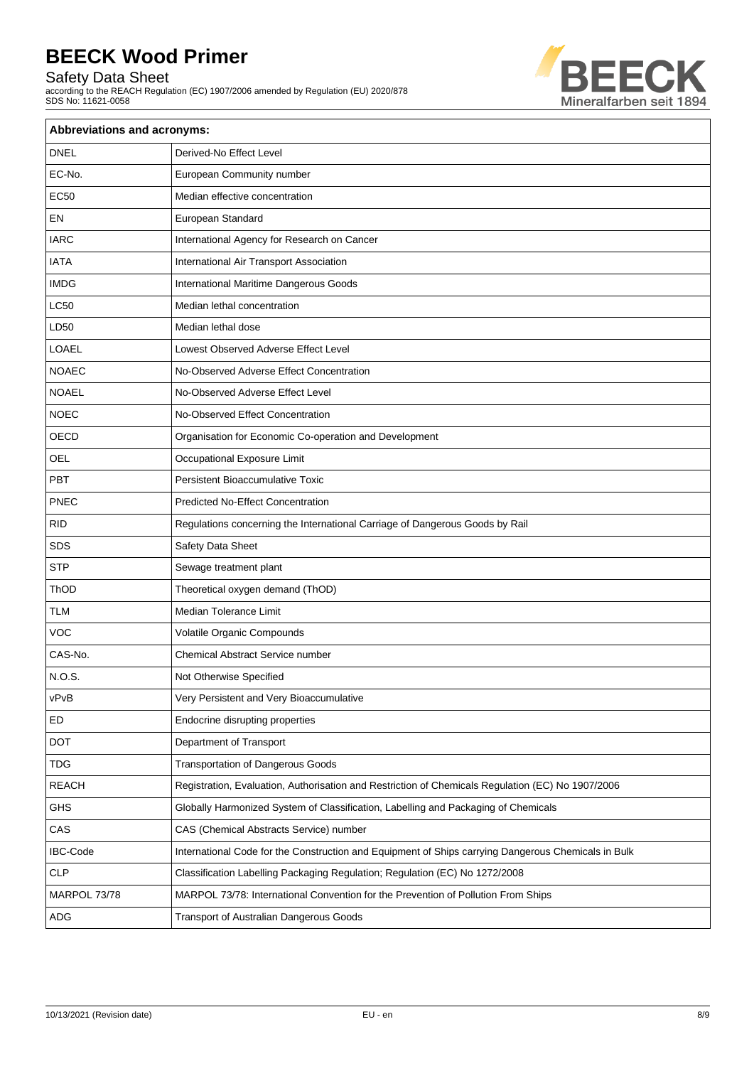| Abbreviations and acronyms: | |
|---|---|
| DNEL | Derived-No Effect Level |
| EC-No. | European Community number |
| EC50 | Median effective concentration |
| EN | European Standard |
| IARC | International Agency for Research on Cancer |
| IATA | International Air Transport Association |
| IMDG | International Maritime Dangerous Goods |
| LC50 | Median lethal concentration |
| LD50 | Median lethal dose |
| LOAEL | Lowest Observed Adverse Effect Level |
| NOAEC | No-Observed Adverse Effect Concentration |
| NOAEL | No-Observed Adverse Effect Level |
| NOEC | No-Observed Effect Concentration |
| OECD | Organisation for Economic Co-operation and Development |
| OEL | Occupational Exposure Limit |
| PBT | Persistent Bioaccumulative Toxic |
| PNEC | Predicted No-Effect Concentration |
| RID | Regulations concerning the International Carriage of Dangerous Goods by Rail |
| SDS | Safety Data Sheet |
| STP | Sewage treatment plant |
| ThOD | Theoretical oxygen demand (ThOD) |
| TLM | Median Tolerance Limit |
| VOC | Volatile Organic Compounds |
| CAS-No. | Chemical Abstract Service number |
| N.O.S. | Not Otherwise Specified |
| vPvB | Very Persistent and Very Bioaccumulative |
| ED | Endocrine disrupting properties |
| DOT | Department of Transport |
| TDG | Transportation of Dangerous Goods |
| REACH | Registration, Evaluation, Authorisation and Restriction of Chemicals Regulation (EC) No 1907/2006 |
| GHS | Globally Harmonized System of Classification, Labelling and Packaging of Chemicals |
| CAS | CAS (Chemical Abstracts Service) number |
| IBC-Code | International Code for the Construction and Equipment of Ships carrying Dangerous Chemicals in Bulk |
| CLP | Classification Labelling Packaging Regulation; Regulation (EC) No 1272/2008 |
| MARPOL 73/78 | MARPOL 73/78: International Convention for the Prevention of Pollution From Ships |
| ADG | Transport of Australian Dangerous Goods |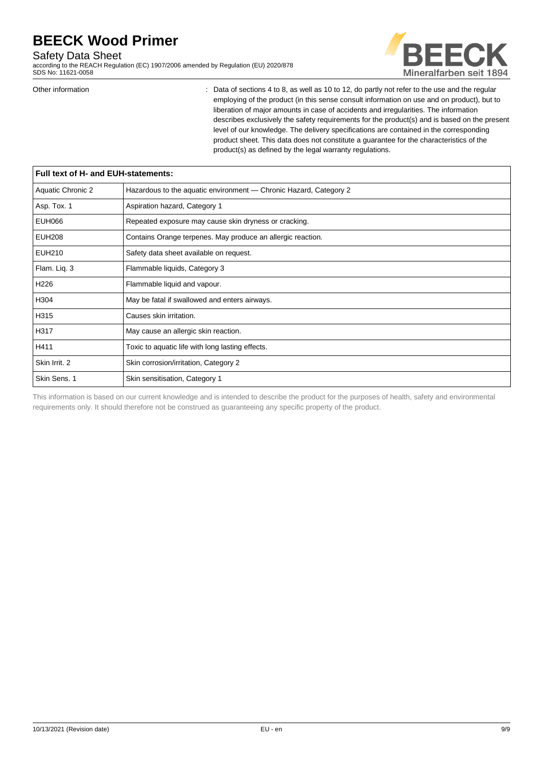Other information : Data of sections 4 to 8, as well as 10 to 12, do partly not refer to the use and the regular employing of the product (in this sense consult information on use and on product), but to liberation of major amounts in case of accidents and irregularities. The information describes exclusively the safety requirements for the product(s) and is based on the present level of our knowledge. The delivery specifications are contained in the corresponding product sheet. This data does not constitute a guarantee for the characteristics of the product(s) as defined by the legal warranty regulations.

| Full text of H- and EUH-statements: | |
|---|---|
| Aquatic Chronic 2 | Hazardous to the aquatic environment — Chronic Hazard, Category 2 |
| Asp. Tox. 1 | Aspiration hazard, Category 1 |
| EUH066 | Repeated exposure may cause skin dryness or cracking. |
| EUH208 | Contains Orange terpenes. May produce an allergic reaction. |
| EUH210 | Safety data sheet available on request. |
| Flam. Liq. 3 | Flammable liquids, Category 3 |
| H226 | Flammable liquid and vapour. |
| H304 | May be fatal if swallowed and enters airways. |
| H315 | Causes skin irritation. |
| H317 | May cause an allergic skin reaction. |
| H411 | Toxic to aquatic life with long lasting effects. |
| Skin Irrit. 2 | Skin corrosion/irritation, Category 2 |
| Skin Sens. 1 | Skin sensitisation, Category 1 |

This information is based on our current knowledge and is intended to describe the product for the purposes of health, safety and environmental requirements only. It should therefore not be construed as guaranteeing any specific property of the product.